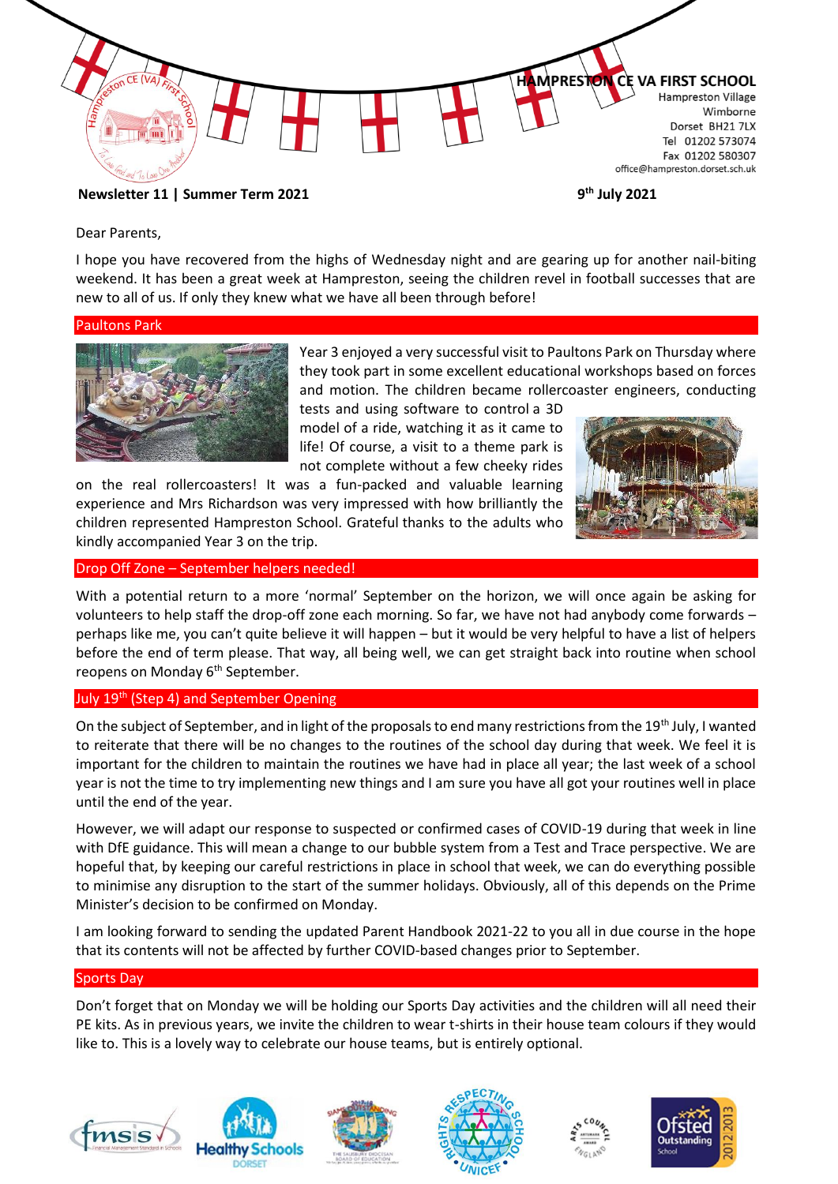**HAMPRESTON CE VA FIRST SCHOOL**
Hampreston Village
Wimborne
Dorset BH21 7LX
Tel 01202 573074
Fax 01202 580307
office@hampreston.dorset.sch.uk

**Newsletter 11 | Summer Term 2021**

**9th July 2021**

Dear Parents,

I hope you have recovered from the highs of Wednesday night and are gearing up for another nail-biting weekend. It has been a great week at Hampreston, seeing the children revel in football successes that are new to all of us. If only they knew what we have all been through before!

## Paultons Park

Year 3 enjoyed a very successful visit to Paultons Park on Thursday where they took part in some excellent educational workshops based on forces and motion. The children became rollercoaster engineers, conducting tests and using software to control a 3D model of a ride, watching it as it came to life! Of course, a visit to a theme park is not complete without a few cheeky rides on the real rollercoasters! It was a fun-packed and valuable learning experience and Mrs Richardson was very impressed with how brilliantly the children represented Hampreston School. Grateful thanks to the adults who kindly accompanied Year 3 on the trip.

## Drop Off Zone – September helpers needed!

With a potential return to a more 'normal' September on the horizon, we will once again be asking for volunteers to help staff the drop-off zone each morning. So far, we have not had anybody come forwards – perhaps like me, you can't quite believe it will happen – but it would be very helpful to have a list of helpers before the end of term please. That way, all being well, we can get straight back into routine when school reopens on Monday 6th September.

## July 19th (Step 4) and September Opening

On the subject of September, and in light of the proposals to end many restrictions from the 19th July, I wanted to reiterate that there will be no changes to the routines of the school day during that week. We feel it is important for the children to maintain the routines we have had in place all year; the last week of a school year is not the time to try implementing new things and I am sure you have all got your routines well in place until the end of the year.

However, we will adapt our response to suspected or confirmed cases of COVID-19 during that week in line with DfE guidance. This will mean a change to our bubble system from a Test and Trace perspective. We are hopeful that, by keeping our careful restrictions in place in school that week, we can do everything possible to minimise any disruption to the start of the summer holidays. Obviously, all of this depends on the Prime Minister's decision to be confirmed on Monday.

I am looking forward to sending the updated Parent Handbook 2021-22 to you all in due course in the hope that its contents will not be affected by further COVID-based changes prior to September.

## Sports Day

Don't forget that on Monday we will be holding our Sports Day activities and the children will all need their PE kits. As in previous years, we invite the children to wear t-shirts in their house team colours if they would like to. This is a lovely way to celebrate our house teams, but is entirely optional.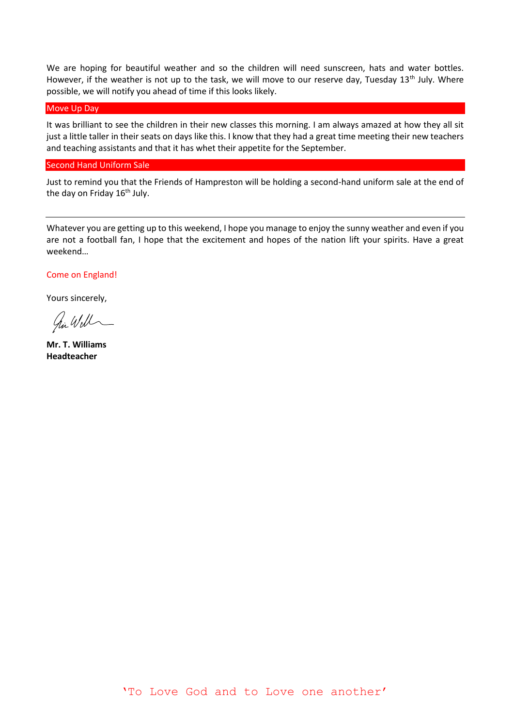We are hoping for beautiful weather and so the children will need sunscreen, hats and water bottles. However, if the weather is not up to the task, we will move to our reserve day, Tuesday 13th July. Where possible, we will notify you ahead of time if this looks likely.

## Move Up Day

It was brilliant to see the children in their new classes this morning. I am always amazed at how they all sit just a little taller in their seats on days like this. I know that they had a great time meeting their new teachers and teaching assistants and that it has whet their appetite for the September.

## Second Hand Uniform Sale

Just to remind you that the Friends of Hampreston will be holding a second-hand uniform sale at the end of the day on Friday 16th July.

---

Whatever you are getting up to this weekend, I hope you manage to enjoy the sunny weather and even if you are not a football fan, I hope that the excitement and hopes of the nation lift your spirits. Have a great weekend…

Come on England!

Yours sincerely,

**Mr. T. Williams**
**Headteacher**

'To Love God and to Love one another'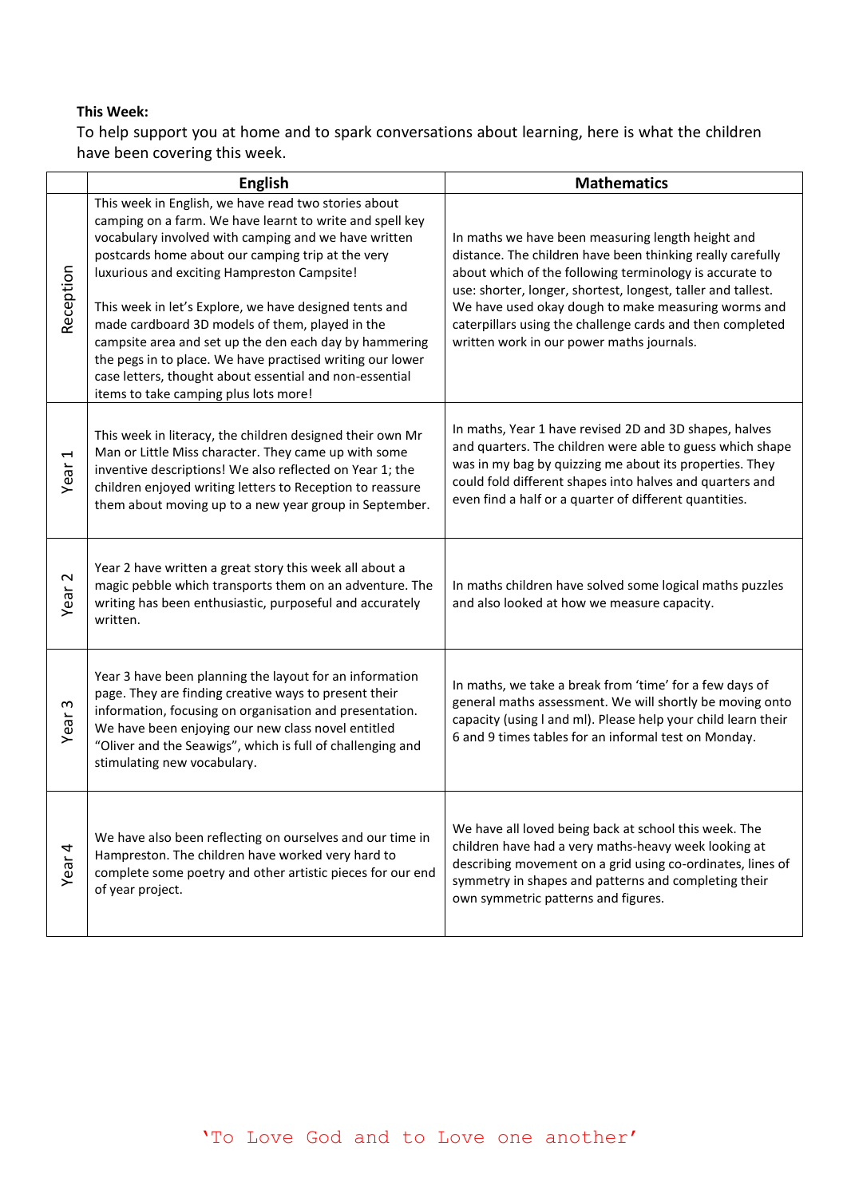**This Week:**

To help support you at home and to spark conversations about learning, here is what the children have been covering this week.

| | English | Mathematics |
|---|---|---|
| Reception | This week in English, we have read two stories about camping on a farm. We have learnt to write and spell key vocabulary involved with camping and we have written postcards home about our camping trip at the very luxurious and exciting Hampreston Campsite!<br><br>This week in let's Explore, we have designed tents and made cardboard 3D models of them, played in the campsite area and set up the den each day by hammering the pegs in to place. We have practised writing our lower case letters, thought about essential and non-essential items to take camping plus lots more! | In maths we have been measuring length height and distance. The children have been thinking really carefully about which of the following terminology is accurate to use: shorter, longer, shortest, longest, taller and tallest. We have used okay dough to make measuring worms and caterpillars using the challenge cards and then completed written work in our power maths journals. |
| Year 1 | This week in literacy, the children designed their own Mr Man or Little Miss character. They came up with some inventive descriptions! We also reflected on Year 1; the children enjoyed writing letters to Reception to reassure them about moving up to a new year group in September. | In maths, Year 1 have revised 2D and 3D shapes, halves and quarters. The children were able to guess which shape was in my bag by quizzing me about its properties. They could fold different shapes into halves and quarters and even find a half or a quarter of different quantities. |
| Year 2 | Year 2 have written a great story this week all about a magic pebble which transports them on an adventure. The writing has been enthusiastic, purposeful and accurately written. | In maths children have solved some logical maths puzzles and also looked at how we measure capacity. |
| Year 3 | Year 3 have been planning the layout for an information page. They are finding creative ways to present their information, focusing on organisation and presentation. We have been enjoying our new class novel entitled "Oliver and the Seawigs", which is full of challenging and stimulating new vocabulary. | In maths, we take a break from 'time' for a few days of general maths assessment. We will shortly be moving onto capacity (using l and ml). Please help your child learn their 6 and 9 times tables for an informal test on Monday. |
| Year 4 | We have also been reflecting on ourselves and our time in Hampreston. The children have worked very hard to complete some poetry and other artistic pieces for our end of year project. | We have all loved being back at school this week. The children have had a very maths-heavy week looking at describing movement on a grid using co-ordinates, lines of symmetry in shapes and patterns and completing their own symmetric patterns and figures. |

'To Love God and to Love one another'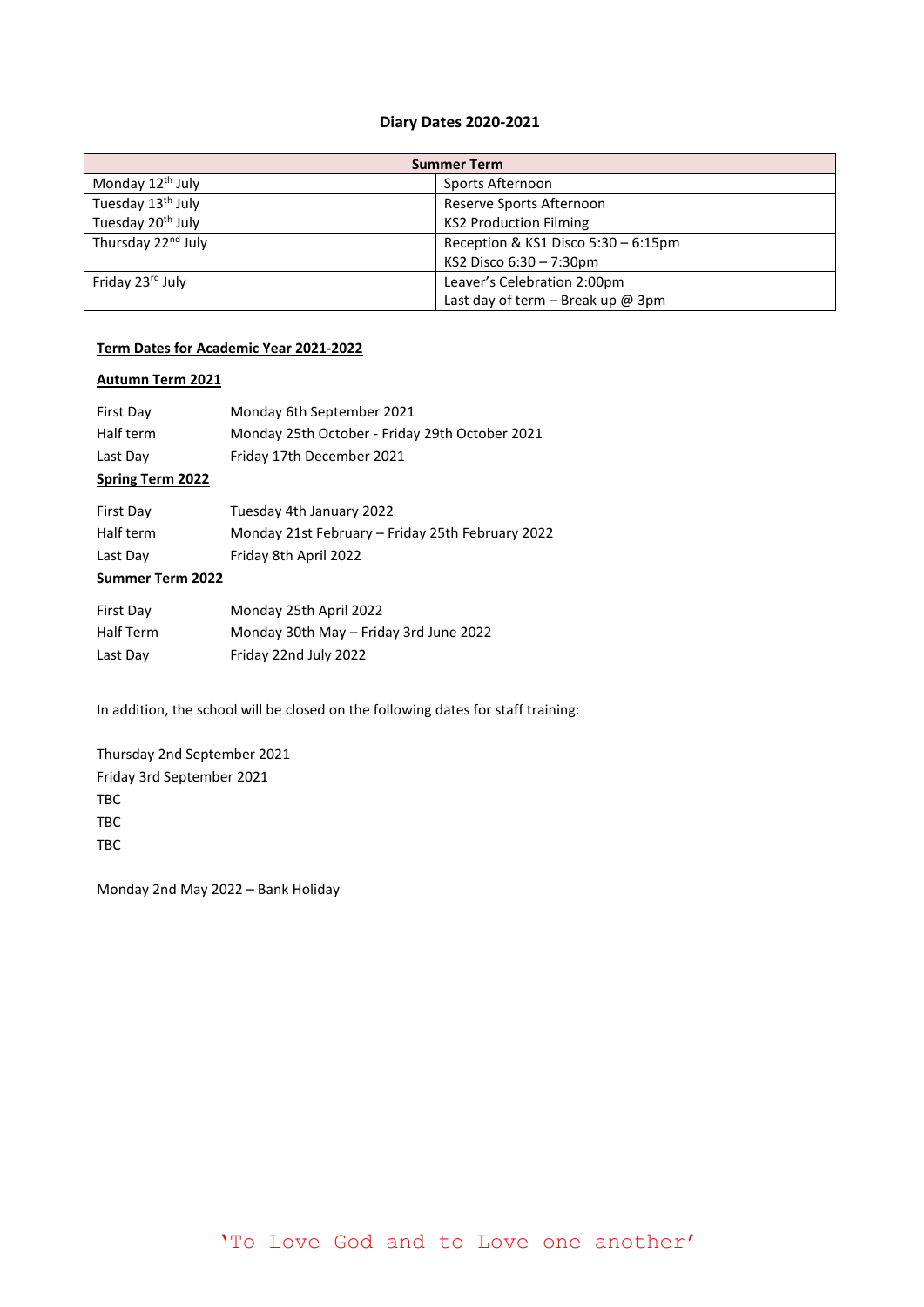## Diary Dates 2020-2021

| Summer Term | |
|---|---|
| Monday 12th July | Sports Afternoon |
| Tuesday 13th July | Reserve Sports Afternoon |
| Tuesday 20th July | KS2 Production Filming |
| Thursday 22nd July | Reception & KS1 Disco 5:30 – 6:15pm<br>KS2 Disco 6:30 – 7:30pm |
| Friday 23rd July | Leaver's Celebration 2:00pm<br>Last day of term – Break up @ 3pm |

**Term Dates for Academic Year 2021-2022**

**Autumn Term 2021**

First Day Monday 6th September 2021
Half term Monday 25th October - Friday 29th October 2021
Last Day Friday 17th December 2021

**Spring Term 2022**

First Day Tuesday 4th January 2022
Half term Monday 21st February – Friday 25th February 2022
Last Day Friday 8th April 2022

**Summer Term 2022**

First Day Monday 25th April 2022
Half Term Monday 30th May – Friday 3rd June 2022
Last Day Friday 22nd July 2022

In addition, the school will be closed on the following dates for staff training:

Thursday 2nd September 2021
Friday 3rd September 2021
TBC
TBC
TBC

Monday 2nd May 2022 – Bank Holiday

'To Love God and to Love one another'